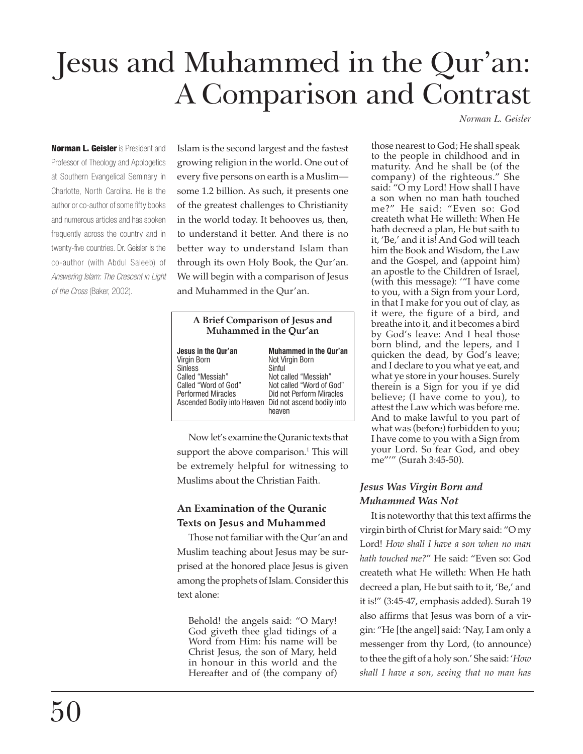# Jesus and Muhammed in the Qur'an: A Comparison and Contrast

*Norman L. Geisler*

**Norman L. Geisler** is President and Professor of Theology and Apologetics at Southern Evangelical Seminary in Charlotte, North Carolina. He is the author or co-author of some fifty books and numerous articles and has spoken frequently across the country and in twenty-five countries. Dr. Geisler is the co-author (with Abdul Saleeb) of *Answering Islam: The Crescent in Light of the Cross* (Baker, 2002).

Islam is the second largest and the fastest growing religion in the world. One out of every five persons on earth is a Muslim—some 1.2 billion. As such, it presents one of the greatest challenges to Christianity in the world today. It behooves us, then, to understand it better. And there is no better way to understand Islam than through its own Holy Book, the Qur'an. We will begin with a comparison of Jesus and Muhammed in the Qur'an.

**A Brief Comparison of Jesus and Muhammed in the Qur'an**

| Jesus in the Qur'an | Muhammed in the Qur'an |
|---|---|
| Virgin Born | Not Virgin Born |
| Sinless | Sinful |
| Called "Messiah" | Not called "Messiah" |
| Called "Word of God" | Not called "Word of God" |
| Performed Miracles | Did not Perform Miracles |
| Ascended Bodily into Heaven | Did not ascend bodily into heaven |

Now let's examine the Quranic texts that support the above comparison.[1] This will be extremely helpful for witnessing to Muslims about the Christian Faith.

### An Examination of the Quranic Texts on Jesus and Muhammed

Those not familiar with the Qur'an and Muslim teaching about Jesus may be surprised at the honored place Jesus is given among the prophets of Islam. Consider this text alone:

> Behold! the angels said: "O Mary! God giveth thee glad tidings of a Word from Him: his name will be Christ Jesus, the son of Mary, held in honour in this world and the Hereafter and of (the company of) those nearest to God; He shall speak to the people in childhood and in maturity. And he shall be (of the company) of the righteous." She said: "O my Lord! How shall I have a son when no man hath touched me?" He said: "Even so: God createth what He willeth: When He hath decreed a plan, He but saith to it, 'Be,' and it is! And God will teach him the Book and Wisdom, the Law and the Gospel, and (appoint him) an apostle to the Children of Israel, (with this message): '"I have come to you, with a Sign from your Lord, in that I make for you out of clay, as it were, the figure of a bird, and breathe into it, and it becomes a bird by God's leave: And I heal those born blind, and the lepers, and I quicken the dead, by God's leave; and I declare to you what ye eat, and what ye store in your houses. Surely therein is a Sign for you if ye did believe; (I have come to you), to attest the Law which was before me. And to make lawful to you part of what was (before) forbidden to you; I have come to you with a Sign from your Lord. So fear God, and obey me"'" (Surah 3:45-50).

### *Jesus Was Virgin Born and Muhammed Was Not*

It is noteworthy that this text affirms the virgin birth of Christ for Mary said: "O my Lord! *How shall I have a son when no man hath touched me?*" He said: "Even so: God createth what He willeth: When He hath decreed a plan, He but saith to it, 'Be,' and it is!" (3:45-47, emphasis added). Surah 19 also affirms that Jesus was born of a virgin: "He [the angel] said: 'Nay, I am only a messenger from thy Lord, (to announce) to thee the gift of a holy son.' She said: '*How shall I have a son, seeing that no man has*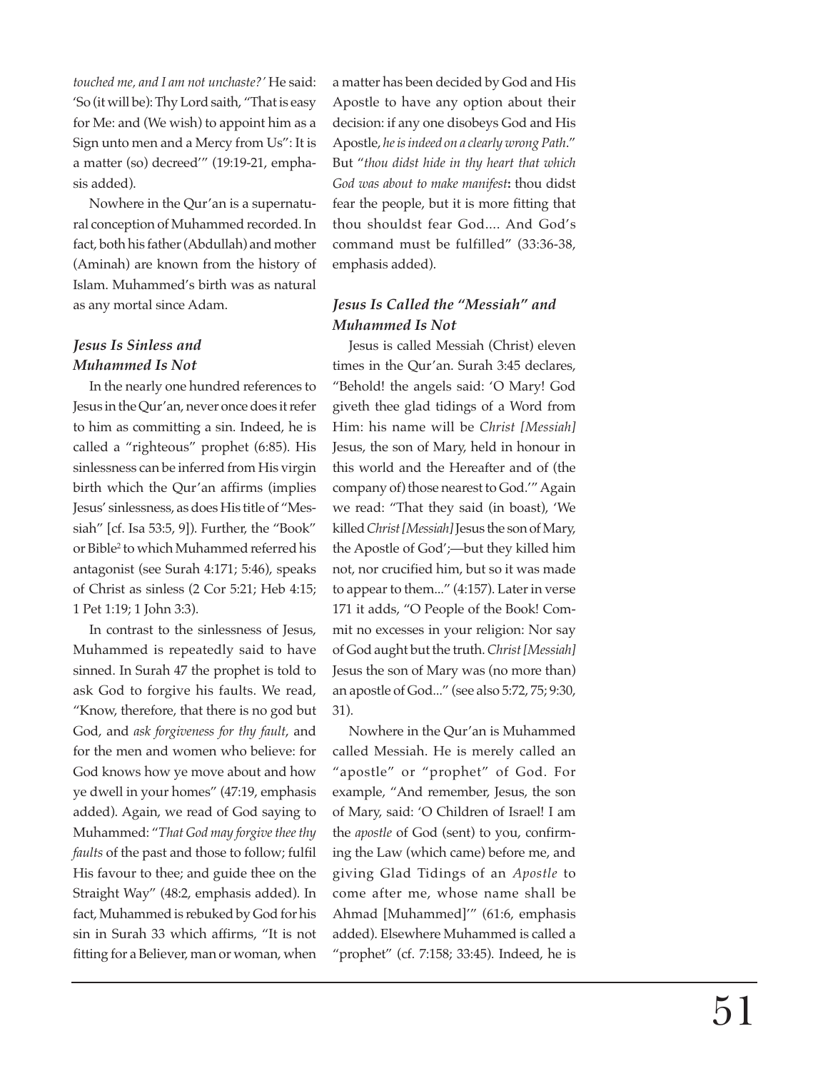*touched me, and I am not unchaste?'* He said: 'So (it will be): Thy Lord saith, "That is easy for Me: and (We wish) to appoint him as a Sign unto men and a Mercy from Us": It is a matter (so) decreed'" (19:19-21, emphasis added).

Nowhere in the Qur'an is a supernatural conception of Muhammed recorded. In fact, both his father (Abdullah) and mother (Aminah) are known from the history of Islam. Muhammed's birth was as natural as any mortal since Adam.

### *Jesus Is Sinless and Muhammed Is Not*

In the nearly one hundred references to Jesus in the Qur'an, never once does it refer to him as committing a sin. Indeed, he is called a "righteous" prophet (6:85). His sinlessness can be inferred from His virgin birth which the Qur'an affirms (implies Jesus' sinlessness, as does His title of "Messiah" [cf. Isa 53:5, 9]). Further, the "Book" or Bible[2] to which Muhammed referred his antagonist (see Surah 4:171; 5:46), speaks of Christ as sinless (2 Cor 5:21; Heb 4:15; 1 Pet 1:19; 1 John 3:3).

In contrast to the sinlessness of Jesus, Muhammed is repeatedly said to have sinned. In Surah 47 the prophet is told to ask God to forgive his faults. We read, "Know, therefore, that there is no god but God, and *ask forgiveness for thy fault*, and for the men and women who believe: for God knows how ye move about and how ye dwell in your homes" (47:19, emphasis added). Again, we read of God saying to Muhammed: "*That God may forgive thee thy faults* of the past and those to follow; fulfil His favour to thee; and guide thee on the Straight Way" (48:2, emphasis added). In fact, Muhammed is rebuked by God for his sin in Surah 33 which affirms, "It is not fitting for a Believer, man or woman, when a matter has been decided by God and His Apostle to have any option about their decision: if any one disobeys God and His Apostle, *he is indeed on a clearly wrong Path*." But "*thou didst hide in thy heart that which God was about to make manifest***:** thou didst fear the people, but it is more fitting that thou shouldst fear God.... And God's command must be fulfilled" (33:36-38, emphasis added).

### *Jesus Is Called the "Messiah" and Muhammed Is Not*

Jesus is called Messiah (Christ) eleven times in the Qur'an. Surah 3:45 declares, "Behold! the angels said: 'O Mary! God giveth thee glad tidings of a Word from Him: his name will be *Christ [Messiah]* Jesus, the son of Mary, held in honour in this world and the Hereafter and of (the company of) those nearest to God.'" Again we read: "That they said (in boast), 'We killed *Christ [Messiah]* Jesus the son of Mary, the Apostle of God';—but they killed him not, nor crucified him, but so it was made to appear to them..." (4:157). Later in verse 171 it adds, "O People of the Book! Commit no excesses in your religion: Nor say of God aught but the truth. *Christ [Messiah]* Jesus the son of Mary was (no more than) an apostle of God..." (see also 5:72, 75; 9:30, 31).

Nowhere in the Qur'an is Muhammed called Messiah. He is merely called an "apostle" or "prophet" of God. For example, "And remember, Jesus, the son of Mary, said: 'O Children of Israel! I am the *apostle* of God (sent) to you, confirming the Law (which came) before me, and giving Glad Tidings of an *Apostle* to come after me, whose name shall be Ahmad [Muhammed]'" (61:6, emphasis added). Elsewhere Muhammed is called a "prophet" (cf. 7:158; 33:45). Indeed, he is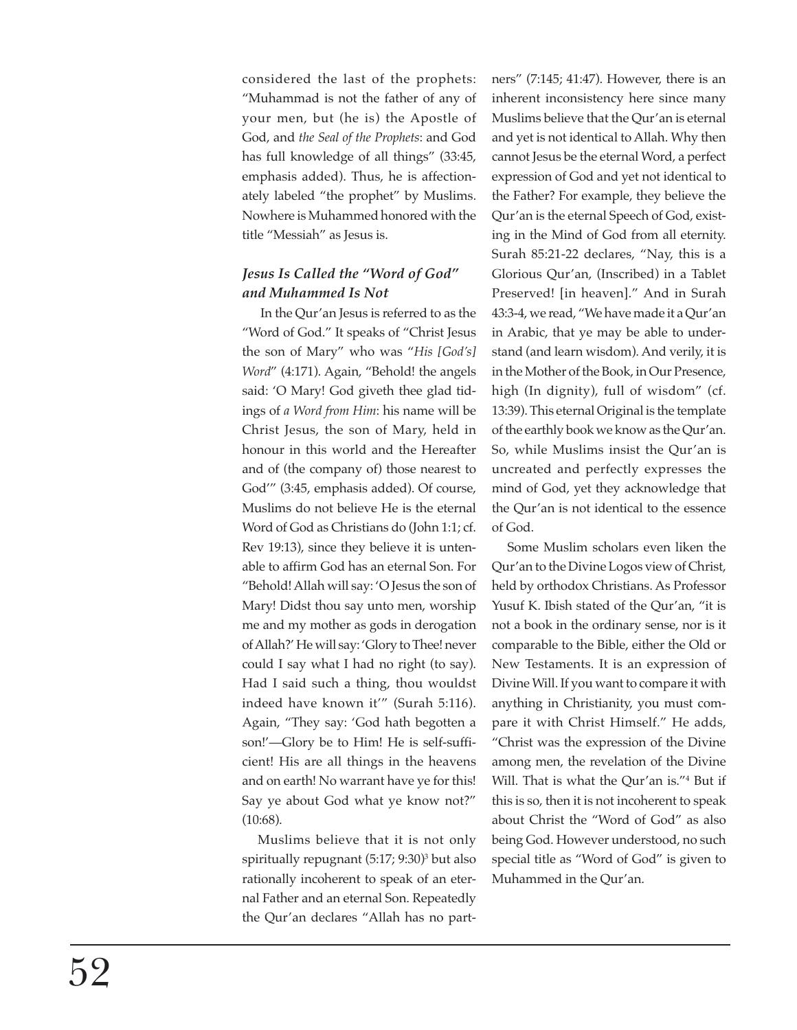considered the last of the prophets: "Muhammad is not the father of any of your men, but (he is) the Apostle of God, and *the Seal of the Prophets*: and God has full knowledge of all things" (33:45, emphasis added). Thus, he is affectionately labeled "the prophet" by Muslims. Nowhere is Muhammed honored with the title "Messiah" as Jesus is.

### *Jesus Is Called the "Word of God" and Muhammed Is Not*

In the Qur'an Jesus is referred to as the "Word of God." It speaks of "Christ Jesus the son of Mary" who was "*His [God's] Word*" (4:171). Again, "Behold! the angels said: 'O Mary! God giveth thee glad tidings of *a Word from Him*: his name will be Christ Jesus, the son of Mary, held in honour in this world and the Hereafter and of (the company of) those nearest to God'" (3:45, emphasis added). Of course, Muslims do not believe He is the eternal Word of God as Christians do (John 1:1; cf. Rev 19:13), since they believe it is untenable to affirm God has an eternal Son. For "Behold! Allah will say: 'O Jesus the son of Mary! Didst thou say unto men, worship me and my mother as gods in derogation of Allah?' He will say: 'Glory to Thee! never could I say what I had no right (to say). Had I said such a thing, thou wouldst indeed have known it'" (Surah 5:116). Again, "They say: 'God hath begotten a son!'—Glory be to Him! He is self-sufficient! His are all things in the heavens and on earth! No warrant have ye for this! Say ye about God what ye know not?" (10:68).

Muslims believe that it is not only spiritually repugnant (5:17; 9:30)[3] but also rationally incoherent to speak of an eternal Father and an eternal Son. Repeatedly the Qur'an declares "Allah has no partners" (7:145; 41:47). However, there is an inherent inconsistency here since many Muslims believe that the Qur'an is eternal and yet is not identical to Allah. Why then cannot Jesus be the eternal Word, a perfect expression of God and yet not identical to the Father? For example, they believe the Qur'an is the eternal Speech of God, existing in the Mind of God from all eternity. Surah 85:21-22 declares, "Nay, this is a Glorious Qur'an, (Inscribed) in a Tablet Preserved! [in heaven]." And in Surah 43:3-4, we read, "We have made it a Qur'an in Arabic, that ye may be able to understand (and learn wisdom). And verily, it is in the Mother of the Book, in Our Presence, high (In dignity), full of wisdom" (cf. 13:39). This eternal Original is the template of the earthly book we know as the Qur'an. So, while Muslims insist the Qur'an is uncreated and perfectly expresses the mind of God, yet they acknowledge that the Qur'an is not identical to the essence of God.

Some Muslim scholars even liken the Qur'an to the Divine Logos view of Christ, held by orthodox Christians. As Professor Yusuf K. Ibish stated of the Qur'an, "it is not a book in the ordinary sense, nor is it comparable to the Bible, either the Old or New Testaments. It is an expression of Divine Will. If you want to compare it with anything in Christianity, you must compare it with Christ Himself." He adds, "Christ was the expression of the Divine among men, the revelation of the Divine Will. That is what the Qur'an is."[4] But if this is so, then it is not incoherent to speak about Christ the "Word of God" as also being God. However understood, no such special title as "Word of God" is given to Muhammed in the Qur'an.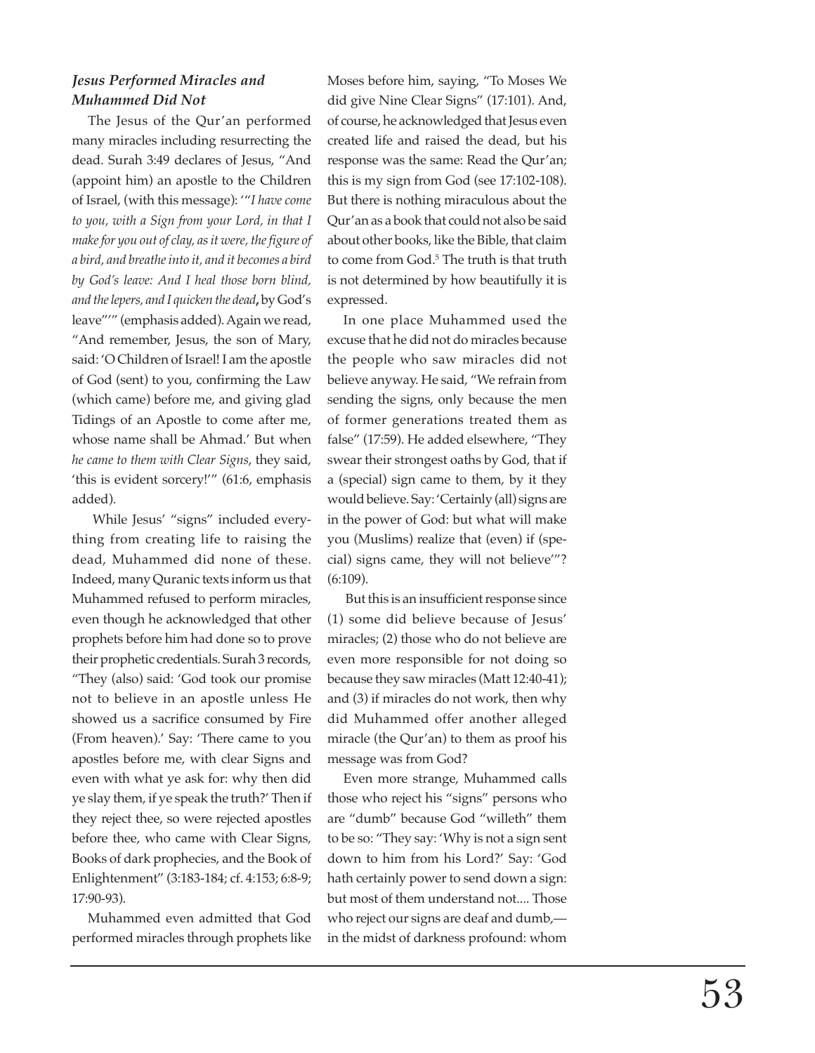### *Jesus Performed Miracles and Muhammed Did Not*

The Jesus of the Qur'an performed many miracles including resurrecting the dead. Surah 3:49 declares of Jesus, "And (appoint him) an apostle to the Children of Israel, (with this message): '"*I have come to you, with a Sign from your Lord, in that I make for you out of clay, as it were, the figure of a bird, and breathe into it, and it becomes a bird by God's leave: And I heal those born blind, and the lepers, and I quicken the dead***,** by God's leave"'" (emphasis added). Again we read, "And remember, Jesus, the son of Mary, said: 'O Children of Israel! I am the apostle of God (sent) to you, confirming the Law (which came) before me, and giving glad Tidings of an Apostle to come after me, whose name shall be Ahmad.' But when *he came to them with Clear Signs*, they said, 'this is evident sorcery!'" (61:6, emphasis added).

While Jesus' "signs" included everything from creating life to raising the dead, Muhammed did none of these. Indeed, many Quranic texts inform us that Muhammed refused to perform miracles, even though he acknowledged that other prophets before him had done so to prove their prophetic credentials. Surah 3 records, "They (also) said: 'God took our promise not to believe in an apostle unless He showed us a sacrifice consumed by Fire (From heaven).' Say: 'There came to you apostles before me, with clear Signs and even with what ye ask for: why then did ye slay them, if ye speak the truth?' Then if they reject thee, so were rejected apostles before thee, who came with Clear Signs, Books of dark prophecies, and the Book of Enlightenment" (3:183-184; cf. 4:153; 6:8-9; 17:90-93).

Muhammed even admitted that God performed miracles through prophets like Moses before him, saying, "To Moses We did give Nine Clear Signs" (17:101). And, of course, he acknowledged that Jesus even created life and raised the dead, but his response was the same: Read the Qur'an; this is my sign from God (see 17:102-108). But there is nothing miraculous about the Qur'an as a book that could not also be said about other books, like the Bible, that claim to come from God.[5] The truth is that truth is not determined by how beautifully it is expressed.

In one place Muhammed used the excuse that he did not do miracles because the people who saw miracles did not believe anyway. He said, "We refrain from sending the signs, only because the men of former generations treated them as false" (17:59). He added elsewhere, "They swear their strongest oaths by God, that if a (special) sign came to them, by it they would believe. Say: 'Certainly (all) signs are in the power of God: but what will make you (Muslims) realize that (even) if (special) signs came, they will not believe'"? (6:109).

But this is an insufficient response since (1) some did believe because of Jesus' miracles; (2) those who do not believe are even more responsible for not doing so because they saw miracles (Matt 12:40-41); and (3) if miracles do not work, then why did Muhammed offer another alleged miracle (the Qur'an) to them as proof his message was from God?

Even more strange, Muhammed calls those who reject his "signs" persons who are "dumb" because God "willeth" them to be so: "They say: 'Why is not a sign sent down to him from his Lord?' Say: 'God hath certainly power to send down a sign: but most of them understand not.... Those who reject our signs are deaf and dumb,— in the midst of darkness profound: whom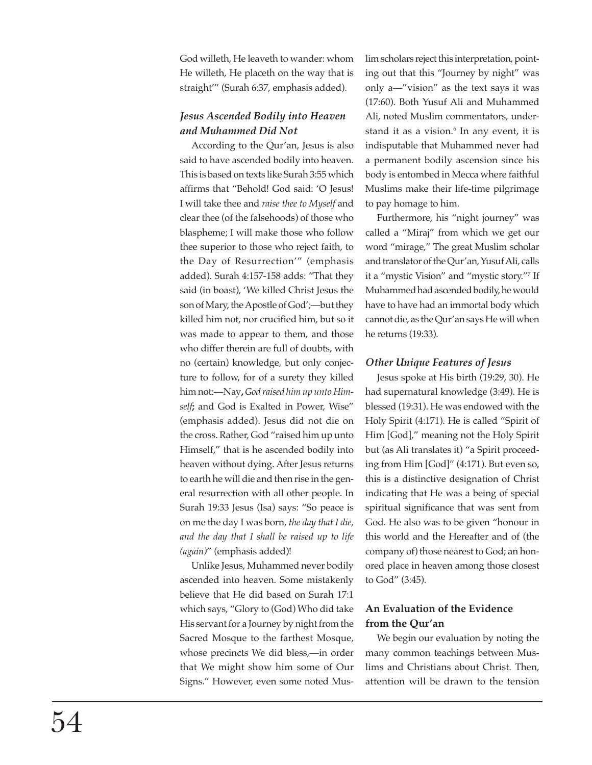God willeth, He leaveth to wander: whom He willeth, He placeth on the way that is straight'" (Surah 6:37, emphasis added).

### *Jesus Ascended Bodily into Heaven and Muhammed Did Not*

According to the Qur'an, Jesus is also said to have ascended bodily into heaven. This is based on texts like Surah 3:55 which affirms that "Behold! God said: 'O Jesus! I will take thee and *raise thee to Myself* and clear thee (of the falsehoods) of those who blaspheme; I will make those who follow thee superior to those who reject faith, to the Day of Resurrection'" (emphasis added). Surah 4:157-158 adds: "That they said (in boast), 'We killed Christ Jesus the son of Mary, the Apostle of God';—but they killed him not, nor crucified him, but so it was made to appear to them, and those who differ therein are full of doubts, with no (certain) knowledge, but only conjecture to follow, for of a surety they killed him not:—Nay**,** *God raised him up unto Himself***;** and God is Exalted in Power, Wise" (emphasis added). Jesus did not die on the cross. Rather, God "raised him up unto Himself," that is he ascended bodily into heaven without dying. After Jesus returns to earth he will die and then rise in the general resurrection with all other people. In Surah 19:33 Jesus (Isa) says: "So peace is on me the day I was born, *the day that I die, and the day that I shall be raised up to life (again)*" (emphasis added)!

Unlike Jesus, Muhammed never bodily ascended into heaven. Some mistakenly believe that He did based on Surah 17:1 which says, "Glory to (God) Who did take His servant for a Journey by night from the Sacred Mosque to the farthest Mosque, whose precincts We did bless,—in order that We might show him some of Our Signs." However, even some noted Muslim scholars reject this interpretation, pointing out that this "Journey by night" was only a—"vision" as the text says it was (17:60). Both Yusuf Ali and Muhammed Ali, noted Muslim commentators, understand it as a vision.[6] In any event, it is indisputable that Muhammed never had a permanent bodily ascension since his body is entombed in Mecca where faithful Muslims make their life-time pilgrimage to pay homage to him.

Furthermore, his "night journey" was called a "Miraj" from which we get our word "mirage," The great Muslim scholar and translator of the Qur'an, Yusuf Ali, calls it a "mystic Vision" and "mystic story."[7] If Muhammed had ascended bodily, he would have to have had an immortal body which cannot die, as the Qur'an says He will when he returns (19:33).

### *Other Unique Features of Jesus*

Jesus spoke at His birth (19:29, 30). He had supernatural knowledge (3:49). He is blessed (19:31). He was endowed with the Holy Spirit (4:171). He is called "Spirit of Him [God]," meaning not the Holy Spirit but (as Ali translates it) "a Spirit proceeding from Him [God]" (4:171). But even so, this is a distinctive designation of Christ indicating that He was a being of special spiritual significance that was sent from God. He also was to be given "honour in this world and the Hereafter and of (the company of) those nearest to God; an honored place in heaven among those closest to God" (3:45).

## An Evaluation of the Evidence from the Qur'an

We begin our evaluation by noting the many common teachings between Muslims and Christians about Christ. Then, attention will be drawn to the tension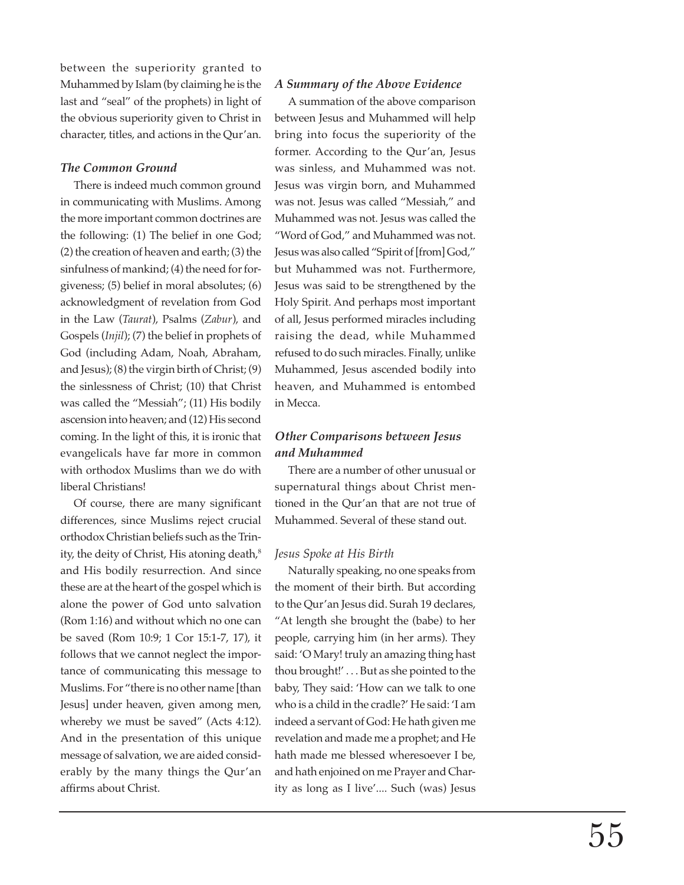between the superiority granted to Muhammed by Islam (by claiming he is the last and "seal" of the prophets) in light of the obvious superiority given to Christ in character, titles, and actions in the Qur'an.

### *The Common Ground*

There is indeed much common ground in communicating with Muslims. Among the more important common doctrines are the following: (1) The belief in one God; (2) the creation of heaven and earth; (3) the sinfulness of mankind; (4) the need for forgiveness; (5) belief in moral absolutes; (6) acknowledgment of revelation from God in the Law (*Taurat*), Psalms (*Zabur*), and Gospels (*Injil*); (7) the belief in prophets of God (including Adam, Noah, Abraham, and Jesus); (8) the virgin birth of Christ; (9) the sinlessness of Christ; (10) that Christ was called the "Messiah"; (11) His bodily ascension into heaven; and (12) His second coming. In the light of this, it is ironic that evangelicals have far more in common with orthodox Muslims than we do with liberal Christians!

Of course, there are many significant differences, since Muslims reject crucial orthodox Christian beliefs such as the Trinity, the deity of Christ, His atoning death,[8] and His bodily resurrection. And since these are at the heart of the gospel which is alone the power of God unto salvation (Rom 1:16) and without which no one can be saved (Rom 10:9; 1 Cor 15:1-7, 17), it follows that we cannot neglect the importance of communicating this message to Muslims. For "there is no other name [than Jesus] under heaven, given among men, whereby we must be saved" (Acts 4:12). And in the presentation of this unique message of salvation, we are aided considerably by the many things the Qur'an affirms about Christ.

### *A Summary of the Above Evidence*

A summation of the above comparison between Jesus and Muhammed will help bring into focus the superiority of the former. According to the Qur'an, Jesus was sinless, and Muhammed was not. Jesus was virgin born, and Muhammed was not. Jesus was called "Messiah," and Muhammed was not. Jesus was called the "Word of God," and Muhammed was not. Jesus was also called "Spirit of [from] God," but Muhammed was not. Furthermore, Jesus was said to be strengthened by the Holy Spirit. And perhaps most important of all, Jesus performed miracles including raising the dead, while Muhammed refused to do such miracles. Finally, unlike Muhammed, Jesus ascended bodily into heaven, and Muhammed is entombed in Mecca.

### *Other Comparisons between Jesus and Muhammed*

There are a number of other unusual or supernatural things about Christ mentioned in the Qur'an that are not true of Muhammed. Several of these stand out.

#### *Jesus Spoke at His Birth*

Naturally speaking, no one speaks from the moment of their birth. But according to the Qur'an Jesus did. Surah 19 declares, "At length she brought the (babe) to her people, carrying him (in her arms). They said: 'O Mary! truly an amazing thing hast thou brought!' . . . But as she pointed to the baby, They said: 'How can we talk to one who is a child in the cradle?' He said: 'I am indeed a servant of God: He hath given me revelation and made me a prophet; and He hath made me blessed wheresoever I be, and hath enjoined on me Prayer and Charity as long as I live'.... Such (was) Jesus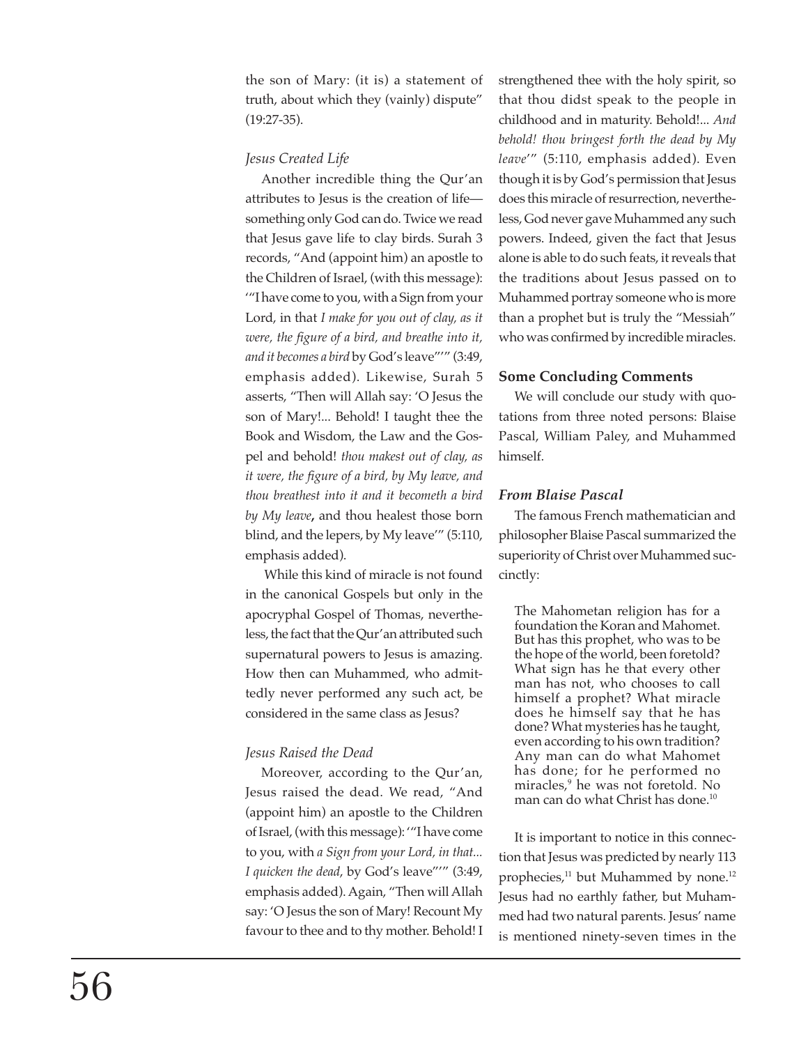the son of Mary: (it is) a statement of truth, about which they (vainly) dispute" (19:27-35).

*Jesus Created Life*

Another incredible thing the Qur'an attributes to Jesus is the creation of life—something only God can do. Twice we read that Jesus gave life to clay birds. Surah 3 records, "And (appoint him) an apostle to the Children of Israel, (with this message): '"I have come to you, with a Sign from your Lord, in that *I make for you out of clay, as it were, the figure of a bird, and breathe into it, and it becomes a bird* by God's leave"'" (3:49, emphasis added). Likewise, Surah 5 asserts, "Then will Allah say: 'O Jesus the son of Mary!... Behold! I taught thee the Book and Wisdom, the Law and the Gospel and behold! *thou makest out of clay, as it were, the figure of a bird, by My leave, and thou breathest into it and it becometh a bird by My leave*, and thou healest those born blind, and the lepers, by My leave'" (5:110, emphasis added).

While this kind of miracle is not found in the canonical Gospels but only in the apocryphal Gospel of Thomas, nevertheless, the fact that the Qur'an attributed such supernatural powers to Jesus is amazing. How then can Muhammed, who admittedly never performed any such act, be considered in the same class as Jesus?

*Jesus Raised the Dead*

Moreover, according to the Qur'an, Jesus raised the dead. We read, "And (appoint him) an apostle to the Children of Israel, (with this message): '"I have come to you, with *a Sign from your Lord, in that... I quicken the dead*, by God's leave"'" (3:49, emphasis added). Again, "Then will Allah say: 'O Jesus the son of Mary! Recount My favour to thee and to thy mother. Behold! I strengthened thee with the holy spirit, so that thou didst speak to the people in childhood and in maturity. Behold!... *And behold! thou bringest forth the dead by My leave*'" (5:110, emphasis added). Even though it is by God's permission that Jesus does this miracle of resurrection, nevertheless, God never gave Muhammed any such powers. Indeed, given the fact that Jesus alone is able to do such feats, it reveals that the traditions about Jesus passed on to Muhammed portray someone who is more than a prophet but is truly the "Messiah" who was confirmed by incredible miracles.

**Some Concluding Comments**

We will conclude our study with quotations from three noted persons: Blaise Pascal, William Paley, and Muhammed himself.

***From Blaise Pascal***

The famous French mathematician and philosopher Blaise Pascal summarized the superiority of Christ over Muhammed succinctly:

> The Mahometan religion has for a foundation the Koran and Mahomet. But has this prophet, who was to be the hope of the world, been foretold? What sign has he that every other man has not, who chooses to call himself a prophet? What miracle does he himself say that he has done? What mysteries has he taught, even according to his own tradition? Any man can do what Mahomet has done; for he performed no miracles,[9] he was not foretold. No man can do what Christ has done.[10]

It is important to notice in this connection that Jesus was predicted by nearly 113 prophecies,[11] but Muhammed by none.[12] Jesus had no earthly father, but Muhammed had two natural parents. Jesus' name is mentioned ninety-seven times in the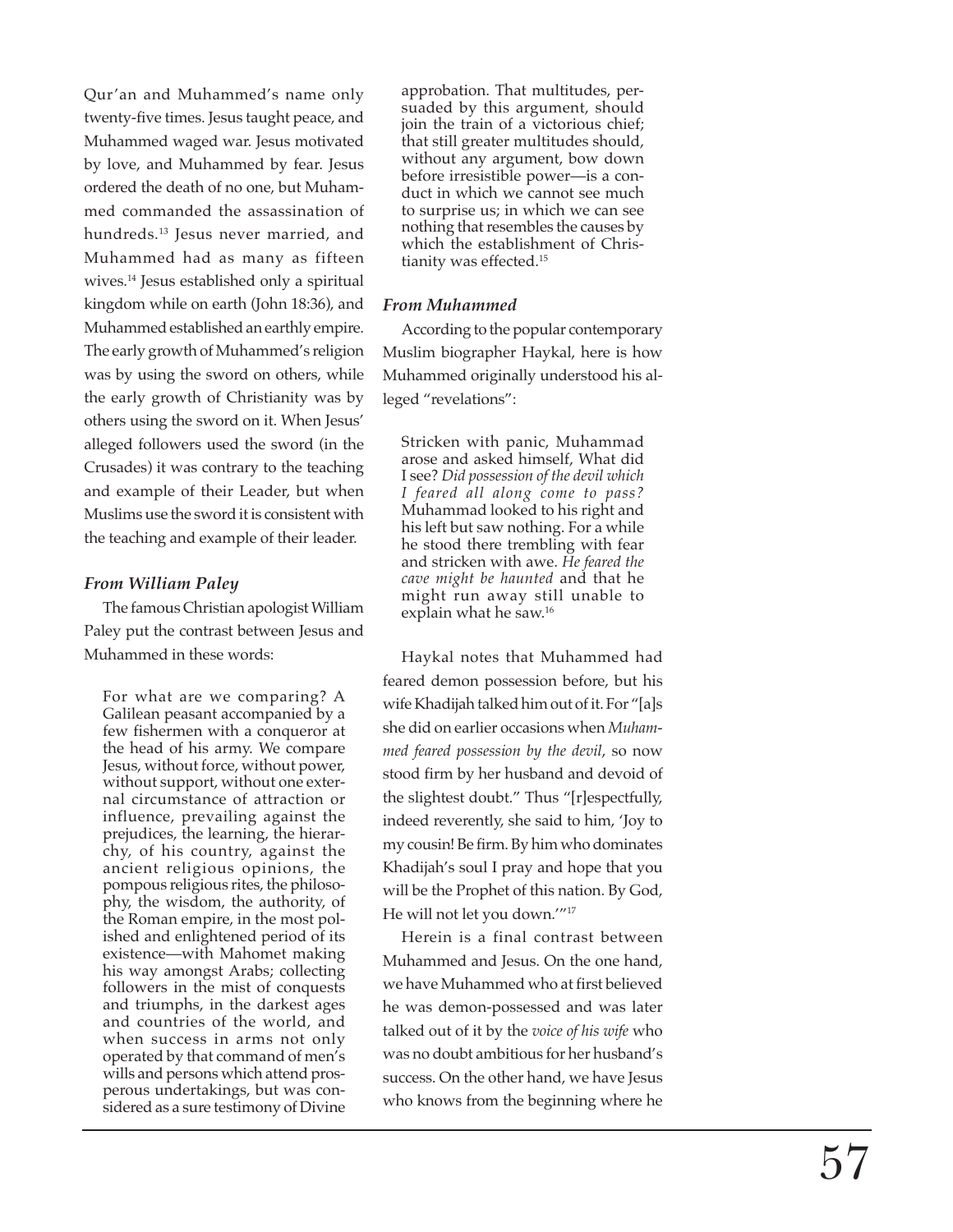Qur'an and Muhammed's name only twenty-five times. Jesus taught peace, and Muhammed waged war. Jesus motivated by love, and Muhammed by fear. Jesus ordered the death of no one, but Muhammed commanded the assassination of hundreds.[13] Jesus never married, and Muhammed had as many as fifteen wives.[14] Jesus established only a spiritual kingdom while on earth (John 18:36), and Muhammed established an earthly empire. The early growth of Muhammed's religion was by using the sword on others, while the early growth of Christianity was by others using the sword on it. When Jesus' alleged followers used the sword (in the Crusades) it was contrary to the teaching and example of their Leader, but when Muslims use the sword it is consistent with the teaching and example of their leader.

### *From William Paley*

The famous Christian apologist William Paley put the contrast between Jesus and Muhammed in these words:

> For what are we comparing? A Galilean peasant accompanied by a few fishermen with a conqueror at the head of his army. We compare Jesus, without force, without power, without support, without one external circumstance of attraction or influence, prevailing against the prejudices, the learning, the hierarchy, of his country, against the ancient religious opinions, the pompous religious rites, the philosophy, the wisdom, the authority, of the Roman empire, in the most polished and enlightened period of its existence—with Mahomet making his way amongst Arabs; collecting followers in the mist of conquests and triumphs, in the darkest ages and countries of the world, and when success in arms not only operated by that command of men's wills and persons which attend prosperous undertakings, but was considered as a sure testimony of Divine approbation. That multitudes, persuaded by this argument, should join the train of a victorious chief; that still greater multitudes should, without any argument, bow down before irresistible power—is a conduct in which we cannot see much to surprise us; in which we can see nothing that resembles the causes by which the establishment of Christianity was effected.[15]

### *From Muhammed*

According to the popular contemporary Muslim biographer Haykal, here is how Muhammed originally understood his alleged "revelations":

> Stricken with panic, Muhammad arose and asked himself, What did I see? *Did possession of the devil which I feared all along come to pass?* Muhammad looked to his right and his left but saw nothing. For a while he stood there trembling with fear and stricken with awe. *He feared the cave might be haunted* and that he might run away still unable to explain what he saw.[16]

Haykal notes that Muhammed had feared demon possession before, but his wife Khadijah talked him out of it. For "[a]s she did on earlier occasions when *Muhammed feared possession by the devil*, so now stood firm by her husband and devoid of the slightest doubt." Thus "[r]espectfully, indeed reverently, she said to him, 'Joy to my cousin! Be firm. By him who dominates Khadijah's soul I pray and hope that you will be the Prophet of this nation. By God, He will not let you down.'"[17]

Herein is a final contrast between Muhammed and Jesus. On the one hand, we have Muhammed who at first believed he was demon-possessed and was later talked out of it by the *voice of his wife* who was no doubt ambitious for her husband's success. On the other hand, we have Jesus who knows from the beginning where he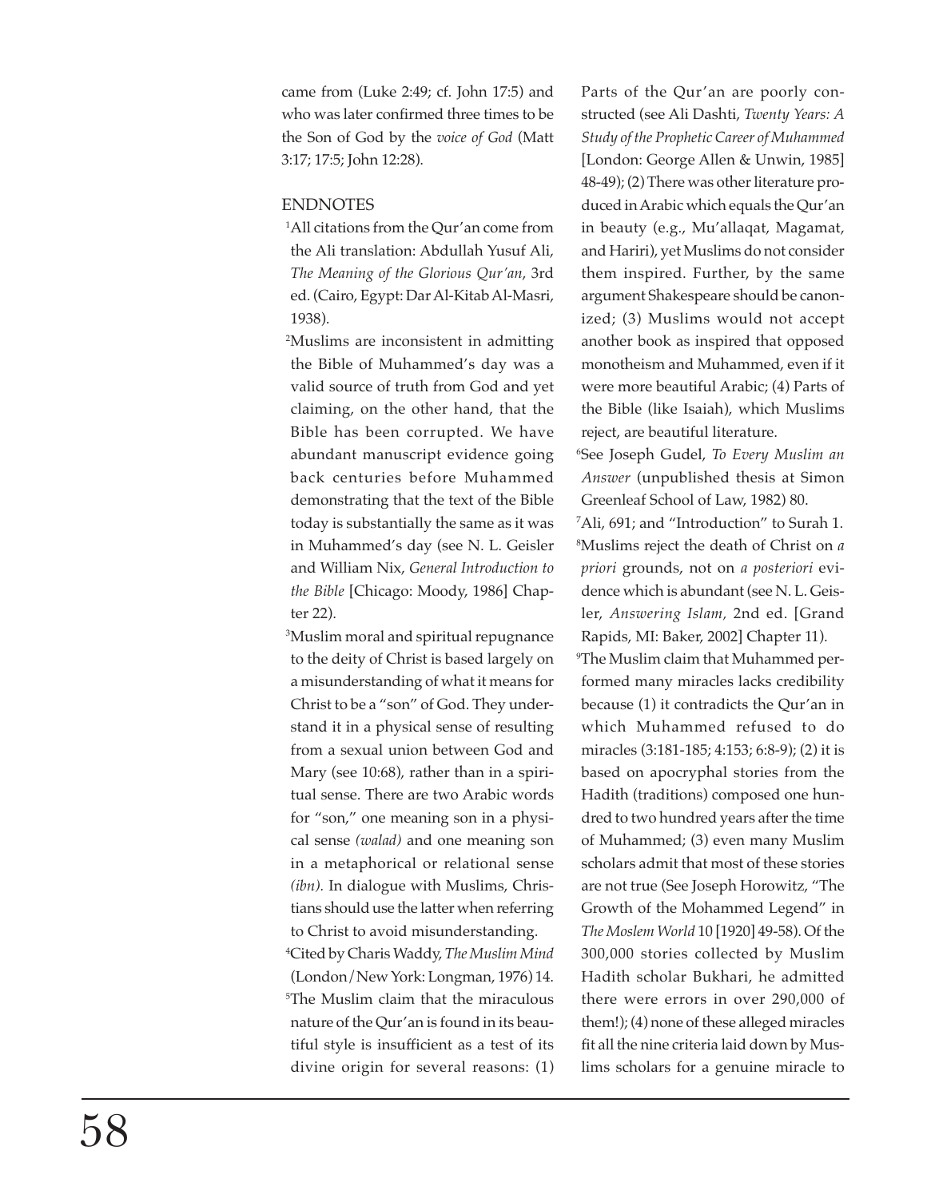came from (Luke 2:49; cf. John 17:5) and who was later confirmed three times to be the Son of God by the *voice of God* (Matt 3:17; 17:5; John 12:28).

## ENDNOTES

[1]All citations from the Qur'an come from the Ali translation: Abdullah Yusuf Ali, *The Meaning of the Glorious Qur'an*, 3rd ed. (Cairo, Egypt: Dar Al-Kitab Al-Masri, 1938).

[2]Muslims are inconsistent in admitting the Bible of Muhammed's day was a valid source of truth from God and yet claiming, on the other hand, that the Bible has been corrupted. We have abundant manuscript evidence going back centuries before Muhammed demonstrating that the text of the Bible today is substantially the same as it was in Muhammed's day (see N. L. Geisler and William Nix, *General Introduction to the Bible* [Chicago: Moody, 1986] Chapter 22).

[3]Muslim moral and spiritual repugnance to the deity of Christ is based largely on a misunderstanding of what it means for Christ to be a "son" of God. They understand it in a physical sense of resulting from a sexual union between God and Mary (see 10:68), rather than in a spiritual sense. There are two Arabic words for "son," one meaning son in a physical sense *(walad)* and one meaning son in a metaphorical or relational sense *(ibn)*. In dialogue with Muslims, Christians should use the latter when referring to Christ to avoid misunderstanding.

[4]Cited by Charis Waddy, *The Muslim Mind* (London/New York: Longman, 1976) 14.

[5]The Muslim claim that the miraculous nature of the Qur'an is found in its beautiful style is insufficient as a test of its divine origin for several reasons: (1) Parts of the Qur'an are poorly constructed (see Ali Dashti, *Twenty Years: A Study of the Prophetic Career of Muhammed* [London: George Allen & Unwin, 1985] 48-49); (2) There was other literature produced in Arabic which equals the Qur'an in beauty (e.g., Mu'allaqat, Magamat, and Hariri), yet Muslims do not consider them inspired. Further, by the same argument Shakespeare should be canonized; (3) Muslims would not accept another book as inspired that opposed monotheism and Muhammed, even if it were more beautiful Arabic; (4) Parts of the Bible (like Isaiah), which Muslims reject, are beautiful literature.

[6]See Joseph Gudel, *To Every Muslim an Answer* (unpublished thesis at Simon Greenleaf School of Law, 1982) 80.

[7]Ali, 691; and "Introduction" to Surah 1.

[8]Muslims reject the death of Christ on *a priori* grounds, not on *a posteriori* evidence which is abundant (see N. L. Geisler, *Answering Islam*, 2nd ed. [Grand Rapids, MI: Baker, 2002] Chapter 11).

[9]The Muslim claim that Muhammed performed many miracles lacks credibility because (1) it contradicts the Qur'an in which Muhammed refused to do miracles (3:181-185; 4:153; 6:8-9); (2) it is based on apocryphal stories from the Hadith (traditions) composed one hundred to two hundred years after the time of Muhammed; (3) even many Muslim scholars admit that most of these stories are not true (See Joseph Horowitz, "The Growth of the Mohammed Legend" in *The Moslem World* 10 [1920] 49-58). Of the 300,000 stories collected by Muslim Hadith scholar Bukhari, he admitted there were errors in over 290,000 of them!); (4) none of these alleged miracles fit all the nine criteria laid down by Muslims scholars for a genuine miracle to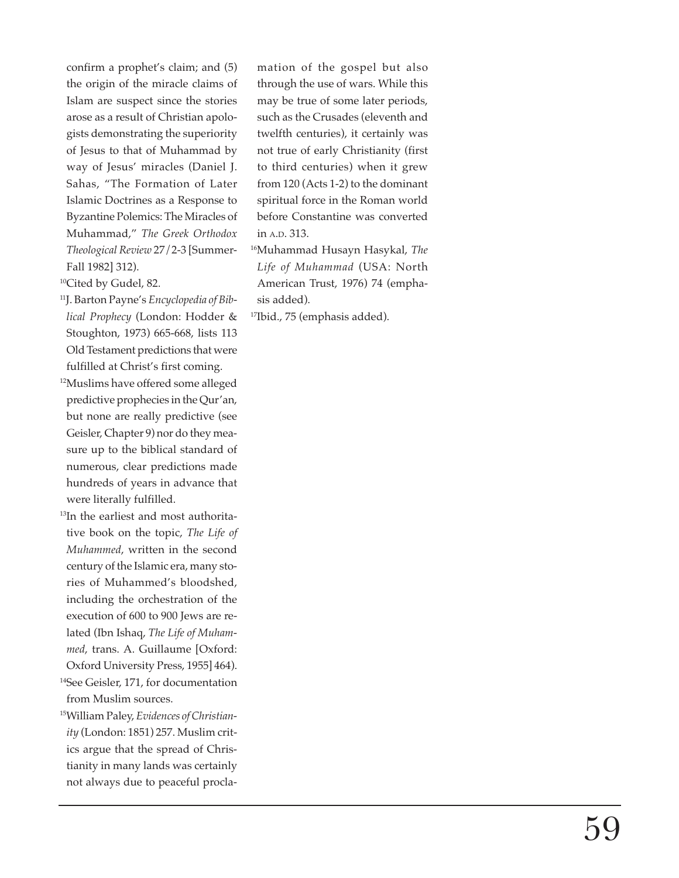confirm a prophet's claim; and (5) the origin of the miracle claims of Islam are suspect since the stories arose as a result of Christian apologists demonstrating the superiority of Jesus to that of Muhammad by way of Jesus' miracles (Daniel J. Sahas, "The Formation of Later Islamic Doctrines as a Response to Byzantine Polemics: The Miracles of Muhammad," *The Greek Orthodox Theological Review* 27/2-3 [Summer-Fall 1982] 312).

[10]Cited by Gudel, 82.

[11]J. Barton Payne's *Encyclopedia of Biblical Prophecy* (London: Hodder & Stoughton, 1973) 665-668, lists 113 Old Testament predictions that were fulfilled at Christ's first coming.

[12]Muslims have offered some alleged predictive prophecies in the Qur'an, but none are really predictive (see Geisler, Chapter 9) nor do they measure up to the biblical standard of numerous, clear predictions made hundreds of years in advance that were literally fulfilled.

[13]In the earliest and most authoritative book on the topic, *The Life of Muhammed*, written in the second century of the Islamic era, many stories of Muhammed's bloodshed, including the orchestration of the execution of 600 to 900 Jews are related (Ibn Ishaq, *The Life of Muhammed*, trans. A. Guillaume [Oxford: Oxford University Press, 1955] 464).

[14]See Geisler, 171, for documentation from Muslim sources.

[15]William Paley, *Evidences of Christianity* (London: 1851) 257. Muslim critics argue that the spread of Christianity in many lands was certainly not always due to peaceful proclamation of the gospel but also through the use of wars. While this may be true of some later periods, such as the Crusades (eleventh and twelfth centuries), it certainly was not true of early Christianity (first to third centuries) when it grew from 120 (Acts 1-2) to the dominant spiritual force in the Roman world before Constantine was converted in A.D. 313.

[16]Muhammad Husayn Hasykal, *The Life of Muhammad* (USA: North American Trust, 1976) 74 (emphasis added).

[17]Ibid., 75 (emphasis added).